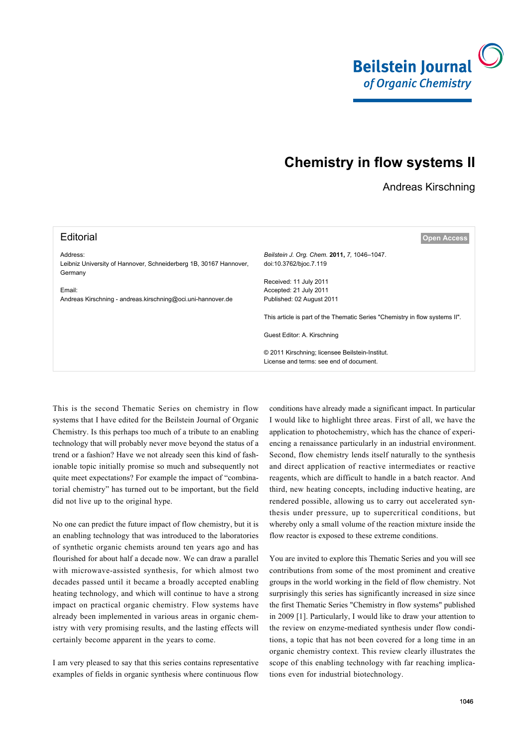# Chemistry in flow systems II

Andreas Kirschning

## Editorial

**Open Access**

Address:
Leibniz University of Hannover, Schneiderberg 1B, 30167 Hannover, Germany

Email:
Andreas Kirschning - andreas.kirschning@oci.uni-hannover.de

*Beilstein J. Org. Chem.* **2011,** *7,* 1046–1047.
doi:10.3762/bjoc.7.119

Received: 11 July 2011
Accepted: 21 July 2011
Published: 02 August 2011

This article is part of the Thematic Series "Chemistry in flow systems II".

Guest Editor: A. Kirschning

© 2011 Kirschning; licensee Beilstein-Institut.
License and terms: see end of document.

This is the second Thematic Series on chemistry in flow systems that I have edited for the Beilstein Journal of Organic Chemistry. Is this perhaps too much of a tribute to an enabling technology that will probably never move beyond the status of a trend or a fashion? Have we not already seen this kind of fashionable topic initially promise so much and subsequently not quite meet expectations? For example the impact of "combinatorial chemistry" has turned out to be important, but the field did not live up to the original hype.

No one can predict the future impact of flow chemistry, but it is an enabling technology that was introduced to the laboratories of synthetic organic chemists around ten years ago and has flourished for about half a decade now. We can draw a parallel with microwave-assisted synthesis, for which almost two decades passed until it became a broadly accepted enabling heating technology, and which will continue to have a strong impact on practical organic chemistry. Flow systems have already been implemented in various areas in organic chemistry with very promising results, and the lasting effects will certainly become apparent in the years to come.

I am very pleased to say that this series contains representative examples of fields in organic synthesis where continuous flow conditions have already made a significant impact. In particular I would like to highlight three areas. First of all, we have the application to photochemistry, which has the chance of experiencing a renaissance particularly in an industrial environment. Second, flow chemistry lends itself naturally to the synthesis and direct application of reactive intermediates or reactive reagents, which are difficult to handle in a batch reactor. And third, new heating concepts, including inductive heating, are rendered possible, allowing us to carry out accelerated synthesis under pressure, up to supercritical conditions, but whereby only a small volume of the reaction mixture inside the flow reactor is exposed to these extreme conditions.

You are invited to explore this Thematic Series and you will see contributions from some of the most prominent and creative groups in the world working in the field of flow chemistry. Not surprisingly this series has significantly increased in size since the first Thematic Series "Chemistry in flow systems" published in 2009 [1]. Particularly, I would like to draw your attention to the review on enzyme-mediated synthesis under flow conditions, a topic that has not been covered for a long time in an organic chemistry context. This review clearly illustrates the scope of this enabling technology with far reaching implications even for industrial biotechnology.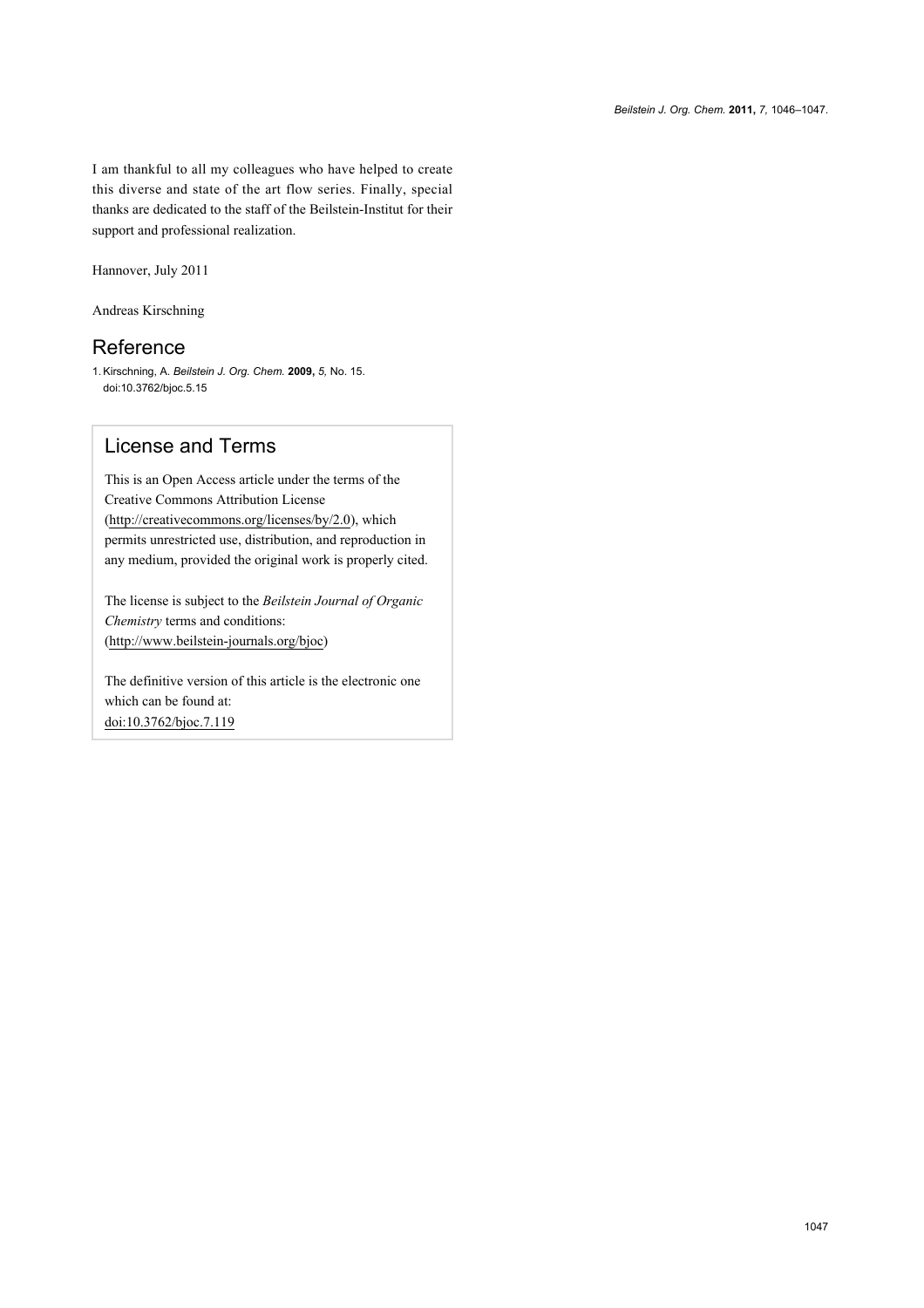I am thankful to all my colleagues who have helped to create this diverse and state of the art flow series. Finally, special thanks are dedicated to the staff of the Beilstein-Institut for their support and professional realization.

Hannover, July 2011

Andreas Kirschning

## Reference

1. Kirschning, A. *Beilstein J. Org. Chem.* **2009,** *5,* No. 15. doi:10.3762/bjoc.5.15

## License and Terms

This is an Open Access article under the terms of the Creative Commons Attribution License (http://creativecommons.org/licenses/by/2.0), which permits unrestricted use, distribution, and reproduction in any medium, provided the original work is properly cited.

The license is subject to the *Beilstein Journal of Organic Chemistry* terms and conditions: (http://www.beilstein-journals.org/bjoc)

The definitive version of this article is the electronic one which can be found at: doi:10.3762/bjoc.7.119